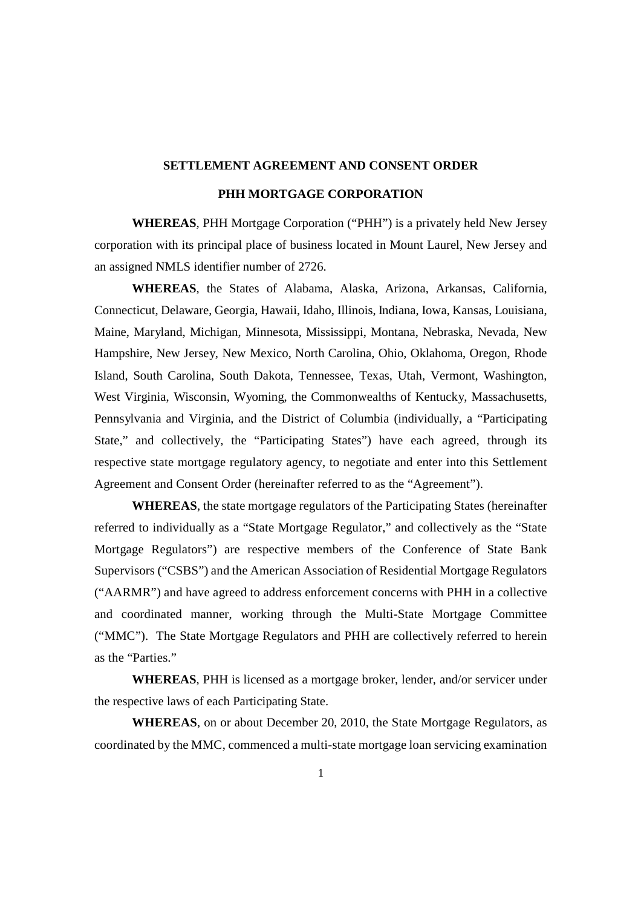# SETTLEMENT AGREEMENT AND CONSENT ORDER

## PHH MORTGAGE CORPORATION

**WHEREAS**, PHH Mortgage Corporation ("PHH") is a privately held New Jersey corporation with its principal place of business located in Mount Laurel, New Jersey and an assigned NMLS identifier number of 2726.

**WHEREAS**, the States of Alabama, Alaska, Arizona, Arkansas, California, Connecticut, Delaware, Georgia, Hawaii, Idaho, Illinois, Indiana, Iowa, Kansas, Louisiana, Maine, Maryland, Michigan, Minnesota, Mississippi, Montana, Nebraska, Nevada, New Hampshire, New Jersey, New Mexico, North Carolina, Ohio, Oklahoma, Oregon, Rhode Island, South Carolina, South Dakota, Tennessee, Texas, Utah, Vermont, Washington, West Virginia, Wisconsin, Wyoming, the Commonwealths of Kentucky, Massachusetts, Pennsylvania and Virginia, and the District of Columbia (individually, a "Participating State," and collectively, the "Participating States") have each agreed, through its respective state mortgage regulatory agency, to negotiate and enter into this Settlement Agreement and Consent Order (hereinafter referred to as the "Agreement").

**WHEREAS**, the state mortgage regulators of the Participating States (hereinafter referred to individually as a "State Mortgage Regulator," and collectively as the "State Mortgage Regulators") are respective members of the Conference of State Bank Supervisors ("CSBS") and the American Association of Residential Mortgage Regulators ("AARMR") and have agreed to address enforcement concerns with PHH in a collective and coordinated manner, working through the Multi-State Mortgage Committee ("MMC"). The State Mortgage Regulators and PHH are collectively referred to herein as the "Parties."

**WHEREAS**, PHH is licensed as a mortgage broker, lender, and/or servicer under the respective laws of each Participating State.

**WHEREAS**, on or about December 20, 2010, the State Mortgage Regulators, as coordinated by the MMC, commenced a multi-state mortgage loan servicing examination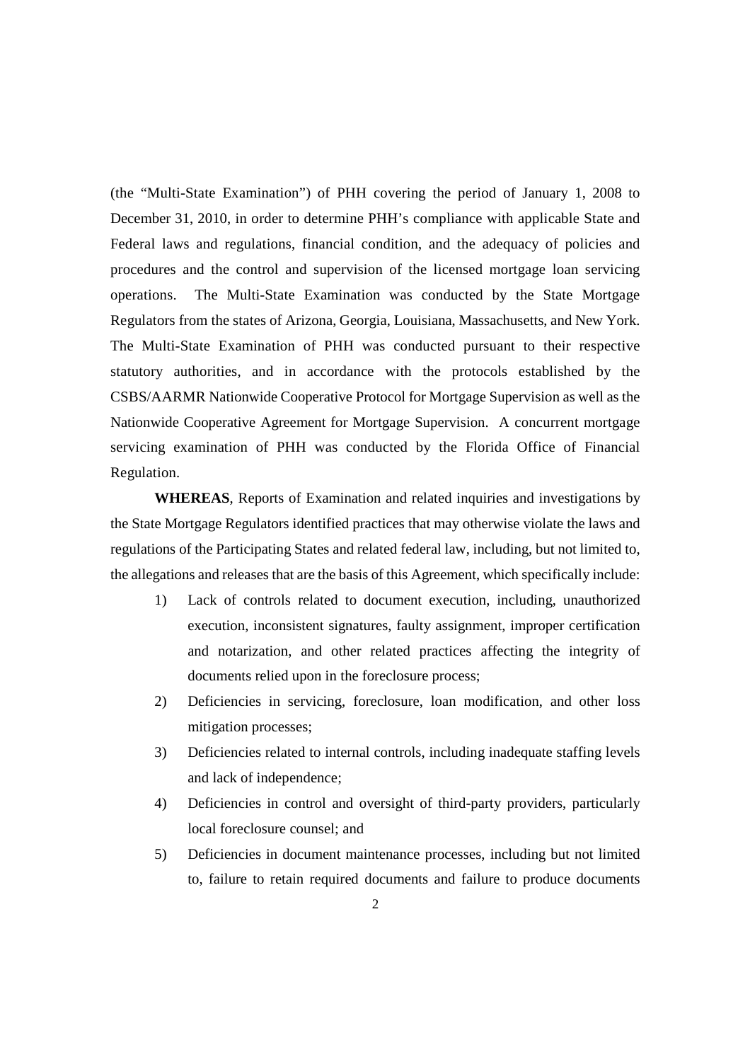(the "Multi-State Examination") of PHH covering the period of January 1, 2008 to December 31, 2010, in order to determine PHH's compliance with applicable State and Federal laws and regulations, financial condition, and the adequacy of policies and procedures and the control and supervision of the licensed mortgage loan servicing operations. The Multi-State Examination was conducted by the State Mortgage Regulators from the states of Arizona, Georgia, Louisiana, Massachusetts, and New York. The Multi-State Examination of PHH was conducted pursuant to their respective statutory authorities, and in accordance with the protocols established by the CSBS/AARMR Nationwide Cooperative Protocol for Mortgage Supervision as well as the Nationwide Cooperative Agreement for Mortgage Supervision. A concurrent mortgage servicing examination of PHH was conducted by the Florida Office of Financial Regulation.

**WHEREAS**, Reports of Examination and related inquiries and investigations by the State Mortgage Regulators identified practices that may otherwise violate the laws and regulations of the Participating States and related federal law, including, but not limited to, the allegations and releases that are the basis of this Agreement, which specifically include:

1) Lack of controls related to document execution, including, unauthorized execution, inconsistent signatures, faulty assignment, improper certification and notarization, and other related practices affecting the integrity of documents relied upon in the foreclosure process;
2) Deficiencies in servicing, foreclosure, loan modification, and other loss mitigation processes;
3) Deficiencies related to internal controls, including inadequate staffing levels and lack of independence;
4) Deficiencies in control and oversight of third-party providers, particularly local foreclosure counsel; and
5) Deficiencies in document maintenance processes, including but not limited to, failure to retain required documents and failure to produce documents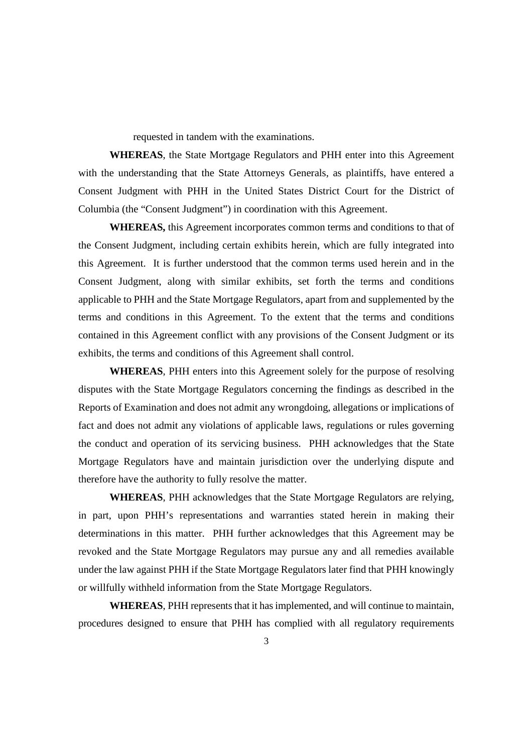requested in tandem with the examinations.

**WHEREAS**, the State Mortgage Regulators and PHH enter into this Agreement with the understanding that the State Attorneys Generals, as plaintiffs, have entered a Consent Judgment with PHH in the United States District Court for the District of Columbia (the "Consent Judgment") in coordination with this Agreement.

**WHEREAS,** this Agreement incorporates common terms and conditions to that of the Consent Judgment, including certain exhibits herein, which are fully integrated into this Agreement. It is further understood that the common terms used herein and in the Consent Judgment, along with similar exhibits, set forth the terms and conditions applicable to PHH and the State Mortgage Regulators, apart from and supplemented by the terms and conditions in this Agreement. To the extent that the terms and conditions contained in this Agreement conflict with any provisions of the Consent Judgment or its exhibits, the terms and conditions of this Agreement shall control.

**WHEREAS**, PHH enters into this Agreement solely for the purpose of resolving disputes with the State Mortgage Regulators concerning the findings as described in the Reports of Examination and does not admit any wrongdoing, allegations or implications of fact and does not admit any violations of applicable laws, regulations or rules governing the conduct and operation of its servicing business. PHH acknowledges that the State Mortgage Regulators have and maintain jurisdiction over the underlying dispute and therefore have the authority to fully resolve the matter.

**WHEREAS**, PHH acknowledges that the State Mortgage Regulators are relying, in part, upon PHH's representations and warranties stated herein in making their determinations in this matter. PHH further acknowledges that this Agreement may be revoked and the State Mortgage Regulators may pursue any and all remedies available under the law against PHH if the State Mortgage Regulators later find that PHH knowingly or willfully withheld information from the State Mortgage Regulators.

**WHEREAS**, PHH represents that it has implemented, and will continue to maintain, procedures designed to ensure that PHH has complied with all regulatory requirements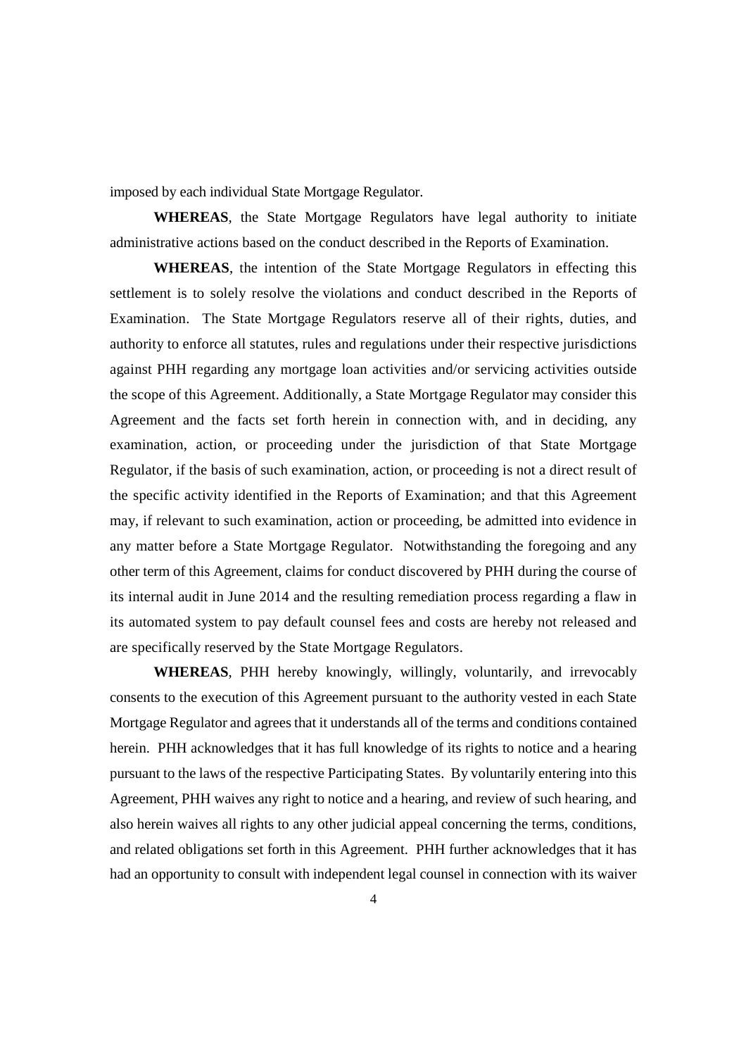imposed by each individual State Mortgage Regulator.

**WHEREAS**, the State Mortgage Regulators have legal authority to initiate administrative actions based on the conduct described in the Reports of Examination.

**WHEREAS**, the intention of the State Mortgage Regulators in effecting this settlement is to solely resolve the violations and conduct described in the Reports of Examination. The State Mortgage Regulators reserve all of their rights, duties, and authority to enforce all statutes, rules and regulations under their respective jurisdictions against PHH regarding any mortgage loan activities and/or servicing activities outside the scope of this Agreement. Additionally, a State Mortgage Regulator may consider this Agreement and the facts set forth herein in connection with, and in deciding, any examination, action, or proceeding under the jurisdiction of that State Mortgage Regulator, if the basis of such examination, action, or proceeding is not a direct result of the specific activity identified in the Reports of Examination; and that this Agreement may, if relevant to such examination, action or proceeding, be admitted into evidence in any matter before a State Mortgage Regulator. Notwithstanding the foregoing and any other term of this Agreement, claims for conduct discovered by PHH during the course of its internal audit in June 2014 and the resulting remediation process regarding a flaw in its automated system to pay default counsel fees and costs are hereby not released and are specifically reserved by the State Mortgage Regulators.

**WHEREAS**, PHH hereby knowingly, willingly, voluntarily, and irrevocably consents to the execution of this Agreement pursuant to the authority vested in each State Mortgage Regulator and agrees that it understands all of the terms and conditions contained herein. PHH acknowledges that it has full knowledge of its rights to notice and a hearing pursuant to the laws of the respective Participating States. By voluntarily entering into this Agreement, PHH waives any right to notice and a hearing, and review of such hearing, and also herein waives all rights to any other judicial appeal concerning the terms, conditions, and related obligations set forth in this Agreement. PHH further acknowledges that it has had an opportunity to consult with independent legal counsel in connection with its waiver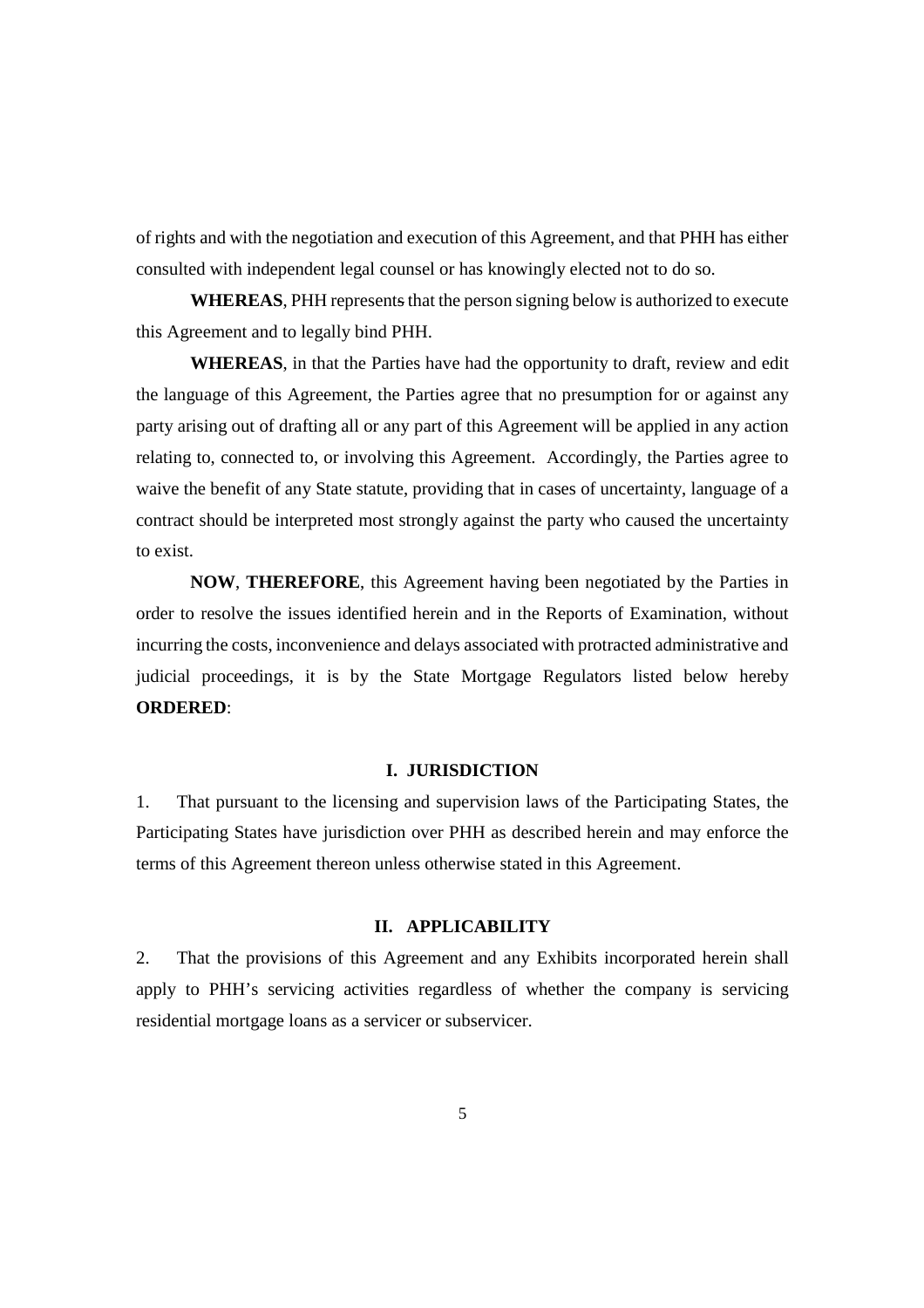of rights and with the negotiation and execution of this Agreement, and that PHH has either consulted with independent legal counsel or has knowingly elected not to do so.

**WHEREAS**, PHH represents that the person signing below is authorized to execute this Agreement and to legally bind PHH.

**WHEREAS**, in that the Parties have had the opportunity to draft, review and edit the language of this Agreement, the Parties agree that no presumption for or against any party arising out of drafting all or any part of this Agreement will be applied in any action relating to, connected to, or involving this Agreement. Accordingly, the Parties agree to waive the benefit of any State statute, providing that in cases of uncertainty, language of a contract should be interpreted most strongly against the party who caused the uncertainty to exist.

**NOW**, **THEREFORE**, this Agreement having been negotiated by the Parties in order to resolve the issues identified herein and in the Reports of Examination, without incurring the costs, inconvenience and delays associated with protracted administrative and judicial proceedings, it is by the State Mortgage Regulators listed below hereby **ORDERED**:

## I. JURISDICTION

1. That pursuant to the licensing and supervision laws of the Participating States, the Participating States have jurisdiction over PHH as described herein and may enforce the terms of this Agreement thereon unless otherwise stated in this Agreement.

## II. APPLICABILITY

2. That the provisions of this Agreement and any Exhibits incorporated herein shall apply to PHH's servicing activities regardless of whether the company is servicing residential mortgage loans as a servicer or subservicer.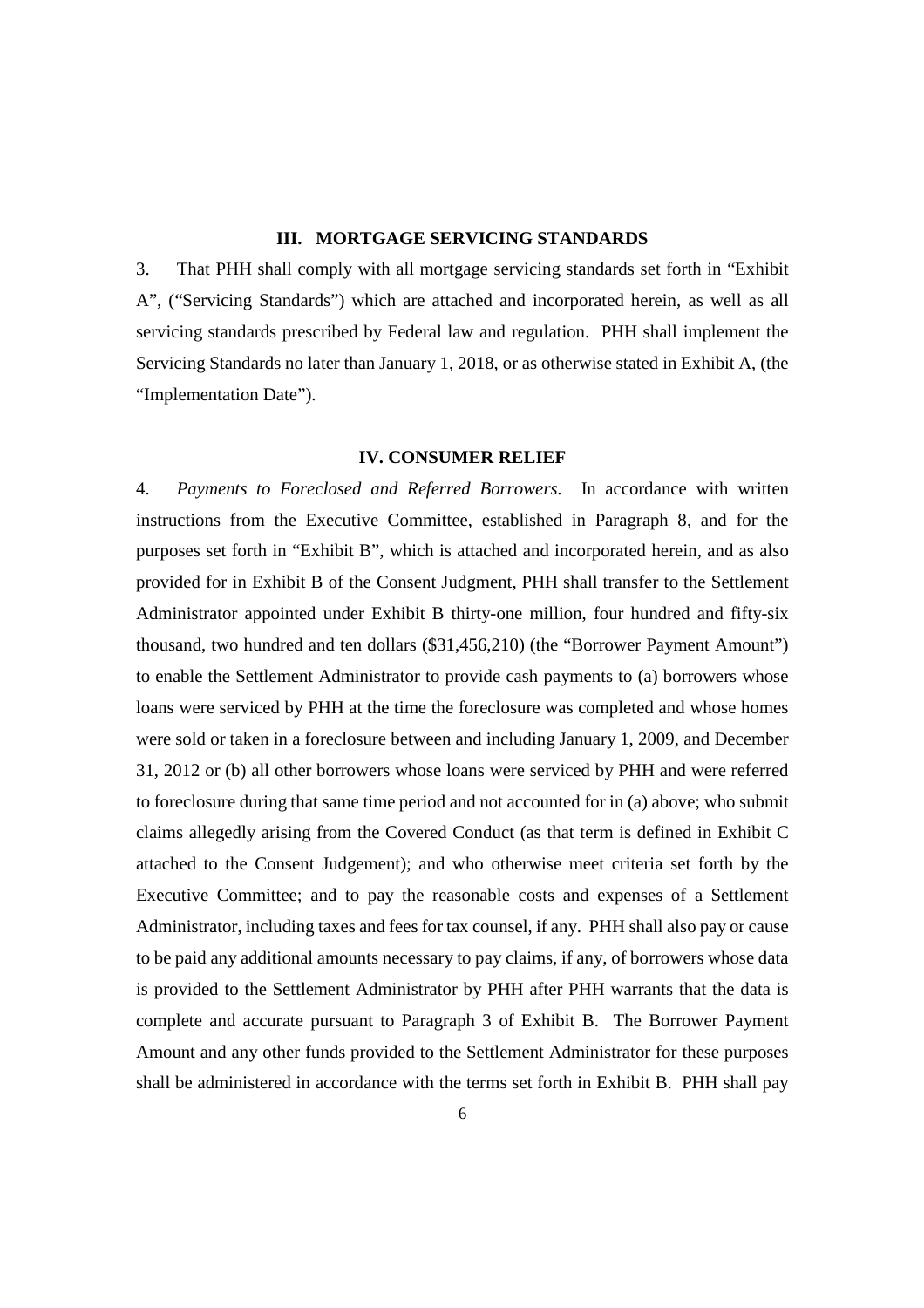## III. MORTGAGE SERVICING STANDARDS

3. That PHH shall comply with all mortgage servicing standards set forth in "Exhibit A", ("Servicing Standards") which are attached and incorporated herein, as well as all servicing standards prescribed by Federal law and regulation. PHH shall implement the Servicing Standards no later than January 1, 2018, or as otherwise stated in Exhibit A, (the "Implementation Date").

## IV. CONSUMER RELIEF

4. *Payments to Foreclosed and Referred Borrowers.* In accordance with written instructions from the Executive Committee, established in Paragraph 8, and for the purposes set forth in "Exhibit B", which is attached and incorporated herein, and as also provided for in Exhibit B of the Consent Judgment, PHH shall transfer to the Settlement Administrator appointed under Exhibit B thirty-one million, four hundred and fifty-six thousand, two hundred and ten dollars ($31,456,210) (the "Borrower Payment Amount") to enable the Settlement Administrator to provide cash payments to (a) borrowers whose loans were serviced by PHH at the time the foreclosure was completed and whose homes were sold or taken in a foreclosure between and including January 1, 2009, and December 31, 2012 or (b) all other borrowers whose loans were serviced by PHH and were referred to foreclosure during that same time period and not accounted for in (a) above; who submit claims allegedly arising from the Covered Conduct (as that term is defined in Exhibit C attached to the Consent Judgement); and who otherwise meet criteria set forth by the Executive Committee; and to pay the reasonable costs and expenses of a Settlement Administrator, including taxes and fees for tax counsel, if any. PHH shall also pay or cause to be paid any additional amounts necessary to pay claims, if any, of borrowers whose data is provided to the Settlement Administrator by PHH after PHH warrants that the data is complete and accurate pursuant to Paragraph 3 of Exhibit B. The Borrower Payment Amount and any other funds provided to the Settlement Administrator for these purposes shall be administered in accordance with the terms set forth in Exhibit B. PHH shall pay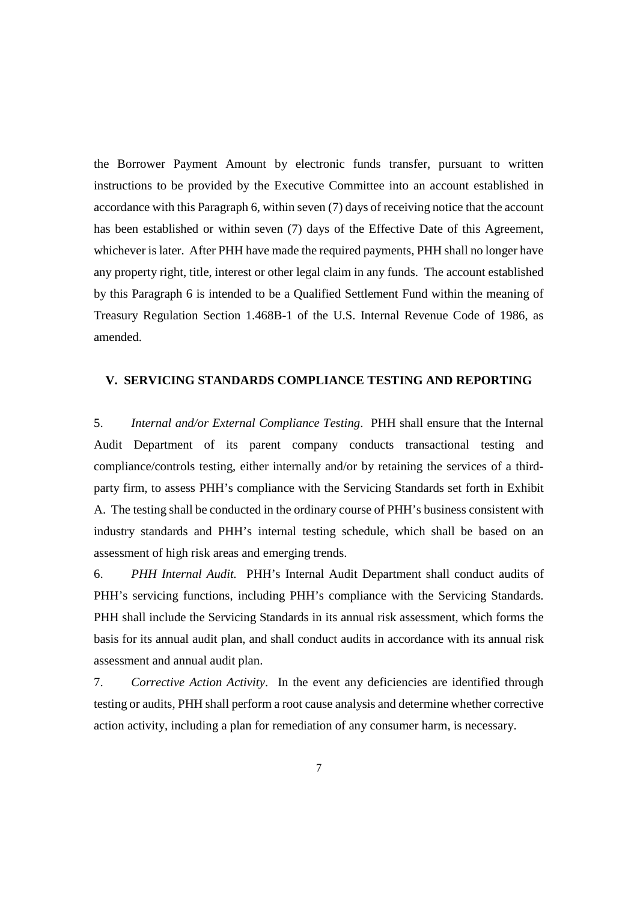the Borrower Payment Amount by electronic funds transfer, pursuant to written instructions to be provided by the Executive Committee into an account established in accordance with this Paragraph 6, within seven (7) days of receiving notice that the account has been established or within seven (7) days of the Effective Date of this Agreement, whichever is later. After PHH have made the required payments, PHH shall no longer have any property right, title, interest or other legal claim in any funds. The account established by this Paragraph 6 is intended to be a Qualified Settlement Fund within the meaning of Treasury Regulation Section 1.468B-1 of the U.S. Internal Revenue Code of 1986, as amended.

## V. SERVICING STANDARDS COMPLIANCE TESTING AND REPORTING

5. *Internal and/or External Compliance Testing*. PHH shall ensure that the Internal Audit Department of its parent company conducts transactional testing and compliance/controls testing, either internally and/or by retaining the services of a third-party firm, to assess PHH's compliance with the Servicing Standards set forth in Exhibit A. The testing shall be conducted in the ordinary course of PHH's business consistent with industry standards and PHH's internal testing schedule, which shall be based on an assessment of high risk areas and emerging trends.

6. *PHH Internal Audit.* PHH's Internal Audit Department shall conduct audits of PHH's servicing functions, including PHH's compliance with the Servicing Standards. PHH shall include the Servicing Standards in its annual risk assessment, which forms the basis for its annual audit plan, and shall conduct audits in accordance with its annual risk assessment and annual audit plan.

7. *Corrective Action Activity*. In the event any deficiencies are identified through testing or audits, PHH shall perform a root cause analysis and determine whether corrective action activity, including a plan for remediation of any consumer harm, is necessary.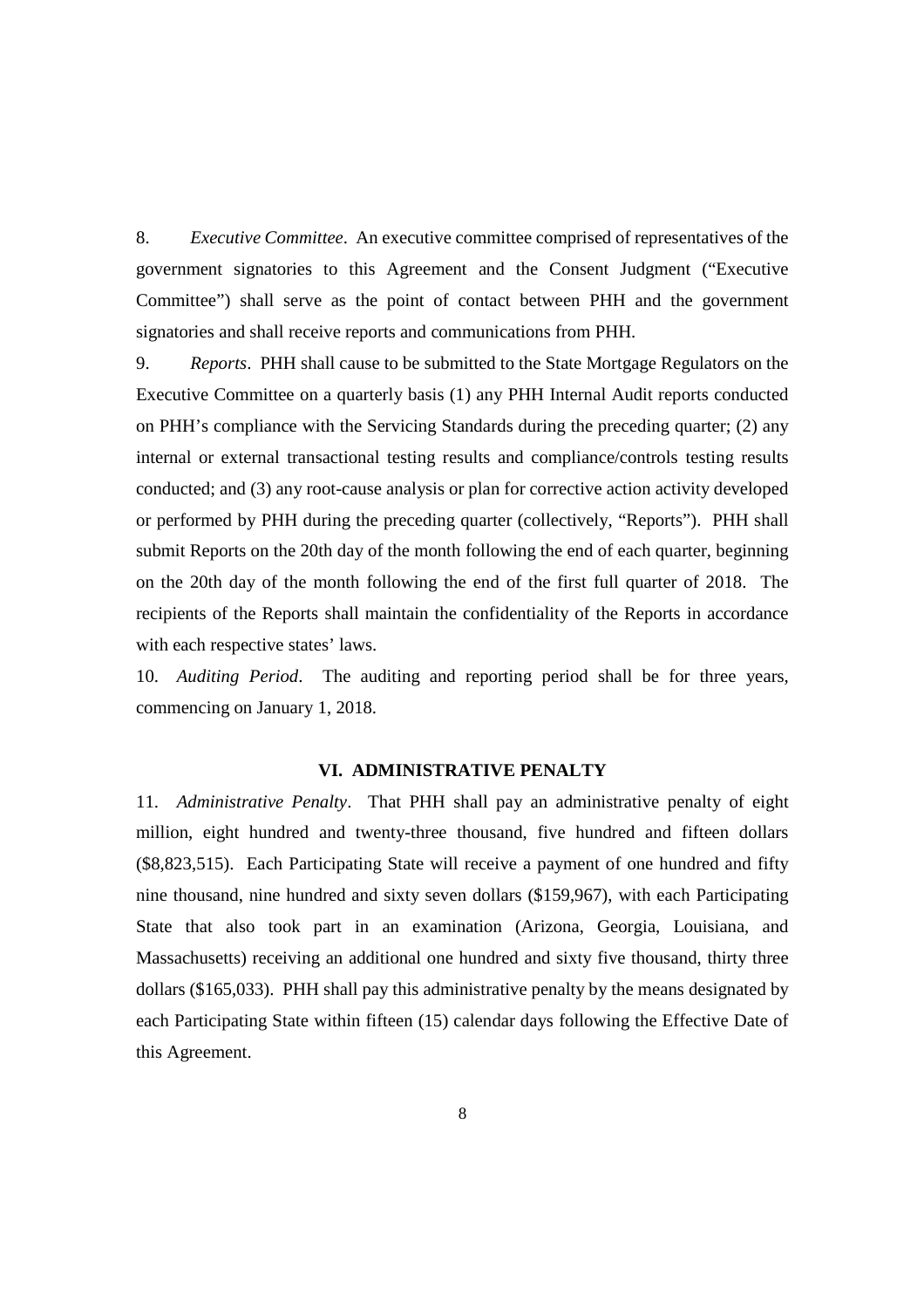8. *Executive Committee*. An executive committee comprised of representatives of the government signatories to this Agreement and the Consent Judgment ("Executive Committee") shall serve as the point of contact between PHH and the government signatories and shall receive reports and communications from PHH.

9. *Reports*. PHH shall cause to be submitted to the State Mortgage Regulators on the Executive Committee on a quarterly basis (1) any PHH Internal Audit reports conducted on PHH's compliance with the Servicing Standards during the preceding quarter; (2) any internal or external transactional testing results and compliance/controls testing results conducted; and (3) any root-cause analysis or plan for corrective action activity developed or performed by PHH during the preceding quarter (collectively, "Reports"). PHH shall submit Reports on the 20th day of the month following the end of each quarter, beginning on the 20th day of the month following the end of the first full quarter of 2018. The recipients of the Reports shall maintain the confidentiality of the Reports in accordance with each respective states' laws.

10. *Auditing Period*. The auditing and reporting period shall be for three years, commencing on January 1, 2018.

## VI. ADMINISTRATIVE PENALTY

11. *Administrative Penalty*. That PHH shall pay an administrative penalty of eight million, eight hundred and twenty-three thousand, five hundred and fifteen dollars ($8,823,515). Each Participating State will receive a payment of one hundred and fifty nine thousand, nine hundred and sixty seven dollars ($159,967), with each Participating State that also took part in an examination (Arizona, Georgia, Louisiana, and Massachusetts) receiving an additional one hundred and sixty five thousand, thirty three dollars ($165,033). PHH shall pay this administrative penalty by the means designated by each Participating State within fifteen (15) calendar days following the Effective Date of this Agreement.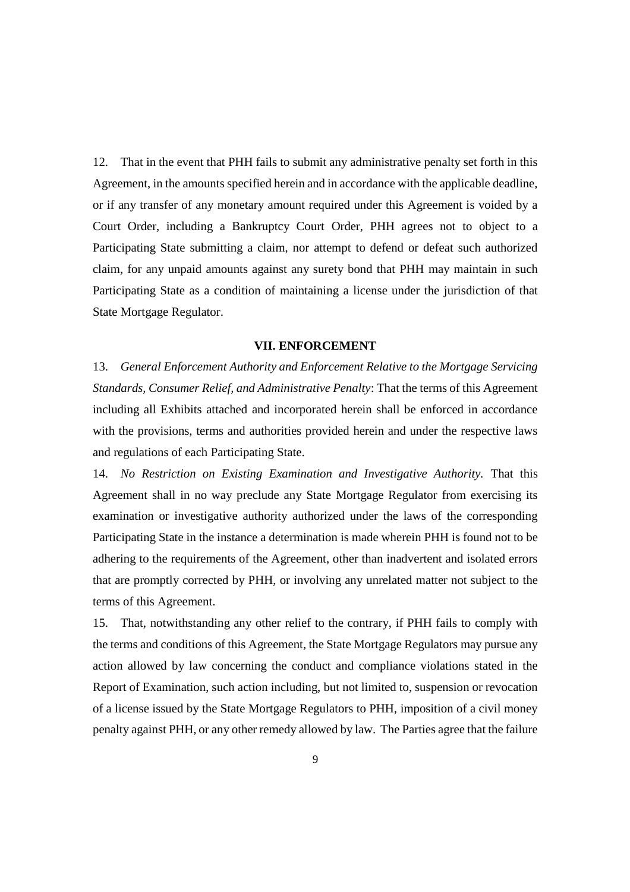12. That in the event that PHH fails to submit any administrative penalty set forth in this Agreement, in the amounts specified herein and in accordance with the applicable deadline, or if any transfer of any monetary amount required under this Agreement is voided by a Court Order, including a Bankruptcy Court Order, PHH agrees not to object to a Participating State submitting a claim, nor attempt to defend or defeat such authorized claim, for any unpaid amounts against any surety bond that PHH may maintain in such Participating State as a condition of maintaining a license under the jurisdiction of that State Mortgage Regulator.

## VII. ENFORCEMENT

13. *General Enforcement Authority and Enforcement Relative to the Mortgage Servicing Standards, Consumer Relief, and Administrative Penalty*: That the terms of this Agreement including all Exhibits attached and incorporated herein shall be enforced in accordance with the provisions, terms and authorities provided herein and under the respective laws and regulations of each Participating State.

14. *No Restriction on Existing Examination and Investigative Authority.* That this Agreement shall in no way preclude any State Mortgage Regulator from exercising its examination or investigative authority authorized under the laws of the corresponding Participating State in the instance a determination is made wherein PHH is found not to be adhering to the requirements of the Agreement, other than inadvertent and isolated errors that are promptly corrected by PHH, or involving any unrelated matter not subject to the terms of this Agreement.

15. That, notwithstanding any other relief to the contrary, if PHH fails to comply with the terms and conditions of this Agreement, the State Mortgage Regulators may pursue any action allowed by law concerning the conduct and compliance violations stated in the Report of Examination, such action including, but not limited to, suspension or revocation of a license issued by the State Mortgage Regulators to PHH, imposition of a civil money penalty against PHH, or any other remedy allowed by law. The Parties agree that the failure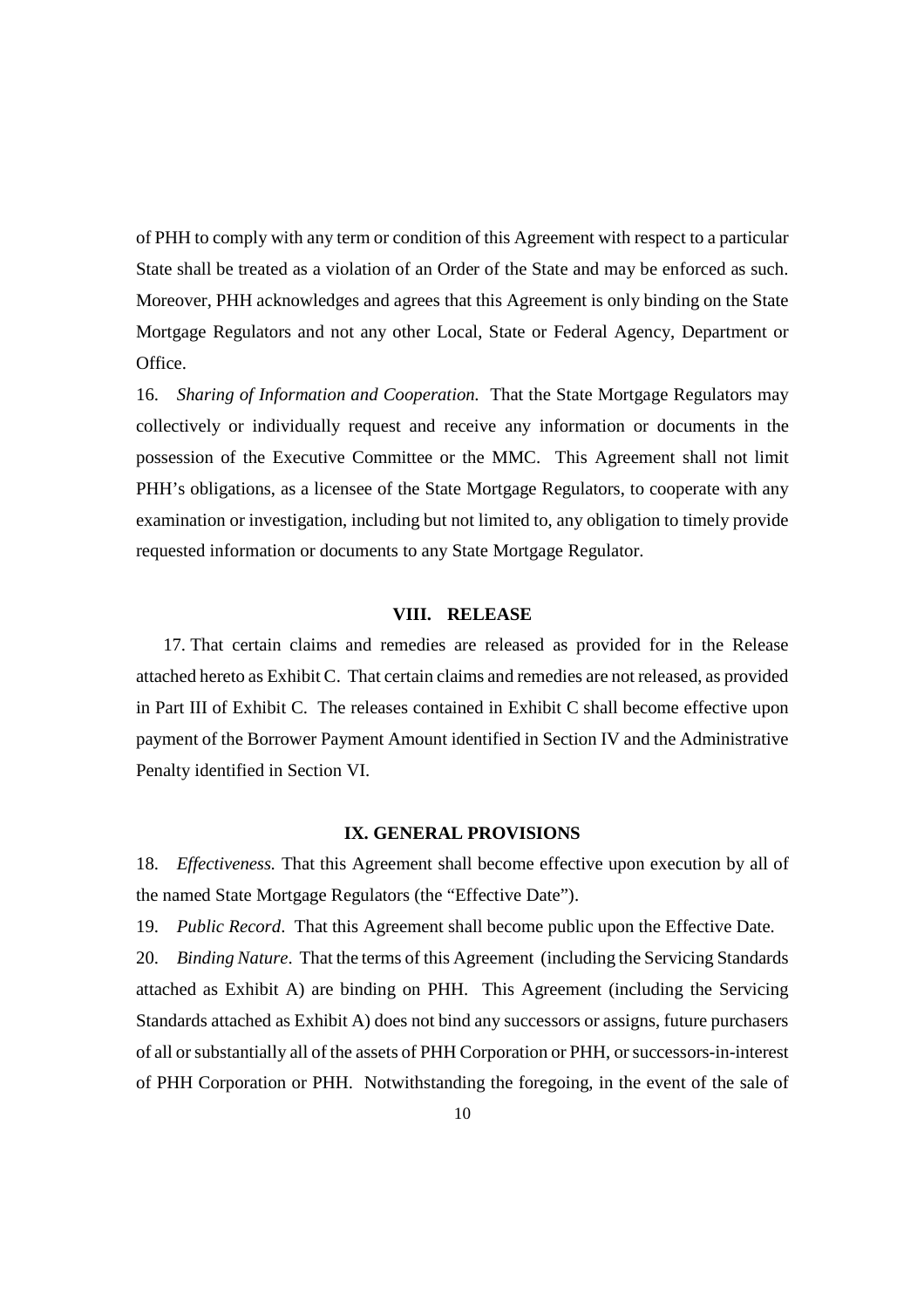of PHH to comply with any term or condition of this Agreement with respect to a particular State shall be treated as a violation of an Order of the State and may be enforced as such. Moreover, PHH acknowledges and agrees that this Agreement is only binding on the State Mortgage Regulators and not any other Local, State or Federal Agency, Department or Office.

16. *Sharing of Information and Cooperation.* That the State Mortgage Regulators may collectively or individually request and receive any information or documents in the possession of the Executive Committee or the MMC. This Agreement shall not limit PHH's obligations, as a licensee of the State Mortgage Regulators, to cooperate with any examination or investigation, including but not limited to, any obligation to timely provide requested information or documents to any State Mortgage Regulator.

## VIII. RELEASE

17. That certain claims and remedies are released as provided for in the Release attached hereto as Exhibit C. That certain claims and remedies are not released, as provided in Part III of Exhibit C. The releases contained in Exhibit C shall become effective upon payment of the Borrower Payment Amount identified in Section IV and the Administrative Penalty identified in Section VI.

## IX. GENERAL PROVISIONS

18. *Effectiveness.* That this Agreement shall become effective upon execution by all of the named State Mortgage Regulators (the "Effective Date").

19. *Public Record*. That this Agreement shall become public upon the Effective Date.

20. *Binding Nature*. That the terms of this Agreement (including the Servicing Standards attached as Exhibit A) are binding on PHH. This Agreement (including the Servicing Standards attached as Exhibit A) does not bind any successors or assigns, future purchasers of all or substantially all of the assets of PHH Corporation or PHH, or successors-in-interest of PHH Corporation or PHH. Notwithstanding the foregoing, in the event of the sale of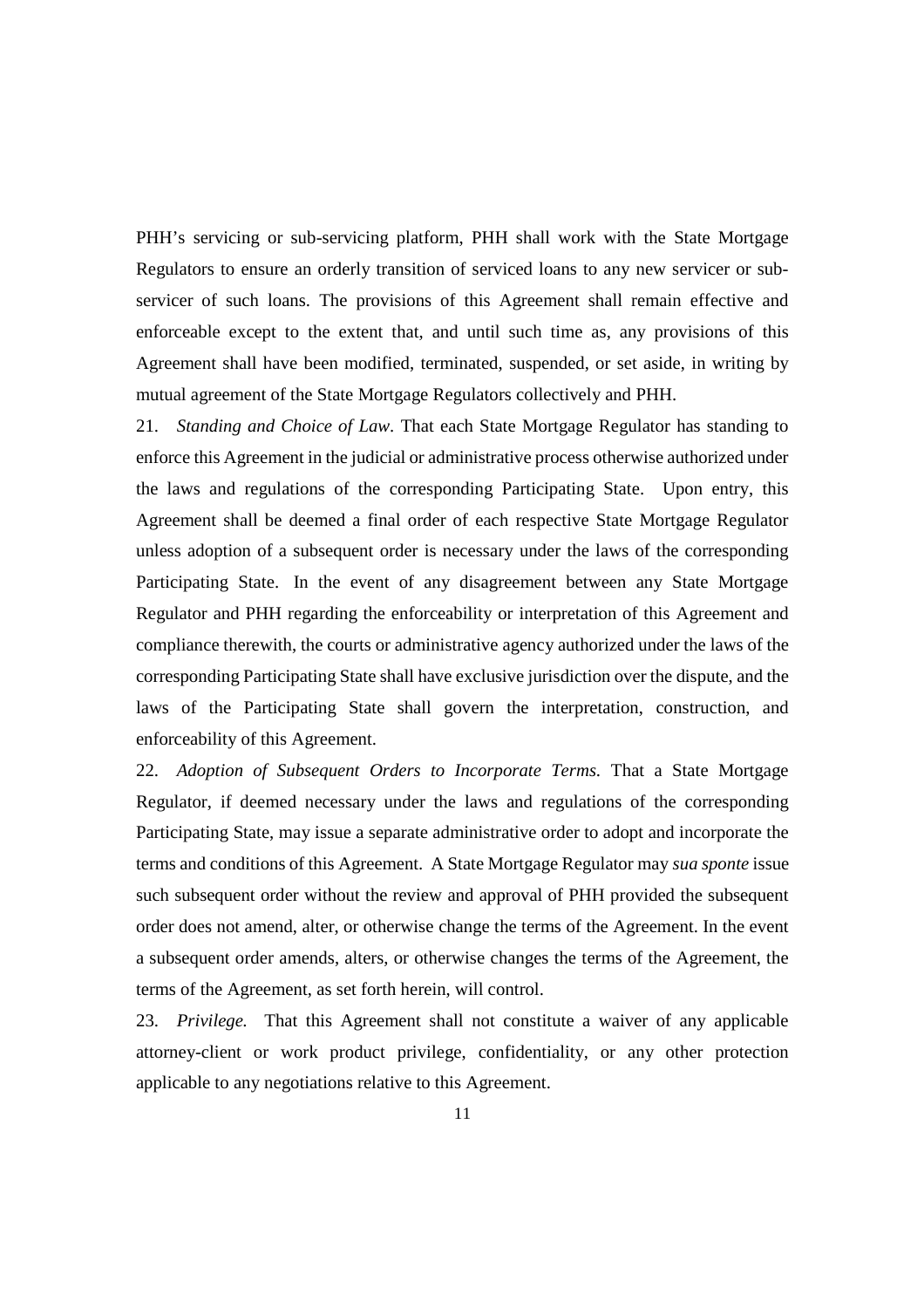PHH's servicing or sub-servicing platform, PHH shall work with the State Mortgage Regulators to ensure an orderly transition of serviced loans to any new servicer or sub-servicer of such loans. The provisions of this Agreement shall remain effective and enforceable except to the extent that, and until such time as, any provisions of this Agreement shall have been modified, terminated, suspended, or set aside, in writing by mutual agreement of the State Mortgage Regulators collectively and PHH.

21. *Standing and Choice of Law*. That each State Mortgage Regulator has standing to enforce this Agreement in the judicial or administrative process otherwise authorized under the laws and regulations of the corresponding Participating State. Upon entry, this Agreement shall be deemed a final order of each respective State Mortgage Regulator unless adoption of a subsequent order is necessary under the laws of the corresponding Participating State. In the event of any disagreement between any State Mortgage Regulator and PHH regarding the enforceability or interpretation of this Agreement and compliance therewith, the courts or administrative agency authorized under the laws of the corresponding Participating State shall have exclusive jurisdiction over the dispute, and the laws of the Participating State shall govern the interpretation, construction, and enforceability of this Agreement.

22. *Adoption of Subsequent Orders to Incorporate Terms.* That a State Mortgage Regulator, if deemed necessary under the laws and regulations of the corresponding Participating State, may issue a separate administrative order to adopt and incorporate the terms and conditions of this Agreement. A State Mortgage Regulator may *sua sponte* issue such subsequent order without the review and approval of PHH provided the subsequent order does not amend, alter, or otherwise change the terms of the Agreement. In the event a subsequent order amends, alters, or otherwise changes the terms of the Agreement, the terms of the Agreement, as set forth herein, will control.

23. *Privilege.* That this Agreement shall not constitute a waiver of any applicable attorney-client or work product privilege, confidentiality, or any other protection applicable to any negotiations relative to this Agreement.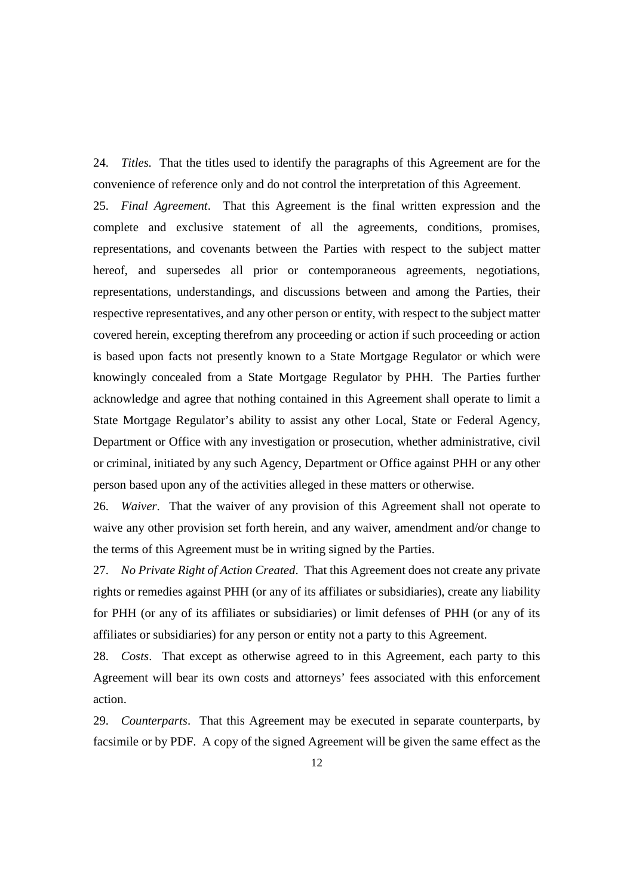24. *Titles*. That the titles used to identify the paragraphs of this Agreement are for the convenience of reference only and do not control the interpretation of this Agreement.

25. *Final Agreement*. That this Agreement is the final written expression and the complete and exclusive statement of all the agreements, conditions, promises, representations, and covenants between the Parties with respect to the subject matter hereof, and supersedes all prior or contemporaneous agreements, negotiations, representations, understandings, and discussions between and among the Parties, their respective representatives, and any other person or entity, with respect to the subject matter covered herein, excepting therefrom any proceeding or action if such proceeding or action is based upon facts not presently known to a State Mortgage Regulator or which were knowingly concealed from a State Mortgage Regulator by PHH. The Parties further acknowledge and agree that nothing contained in this Agreement shall operate to limit a State Mortgage Regulator's ability to assist any other Local, State or Federal Agency, Department or Office with any investigation or prosecution, whether administrative, civil or criminal, initiated by any such Agency, Department or Office against PHH or any other person based upon any of the activities alleged in these matters or otherwise.

26. *Waiver*. That the waiver of any provision of this Agreement shall not operate to waive any other provision set forth herein, and any waiver, amendment and/or change to the terms of this Agreement must be in writing signed by the Parties.

27. *No Private Right of Action Created*. That this Agreement does not create any private rights or remedies against PHH (or any of its affiliates or subsidiaries), create any liability for PHH (or any of its affiliates or subsidiaries) or limit defenses of PHH (or any of its affiliates or subsidiaries) for any person or entity not a party to this Agreement.

28. *Costs*. That except as otherwise agreed to in this Agreement, each party to this Agreement will bear its own costs and attorneys' fees associated with this enforcement action.

29. *Counterparts*. That this Agreement may be executed in separate counterparts, by facsimile or by PDF. A copy of the signed Agreement will be given the same effect as the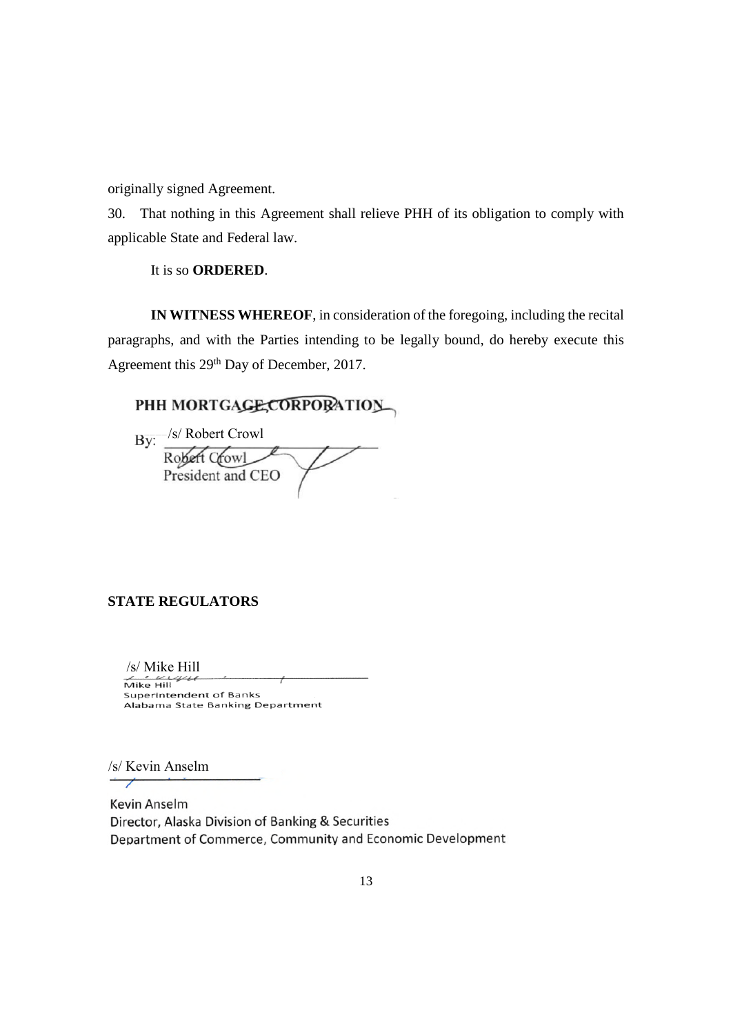originally signed Agreement.

30. That nothing in this Agreement shall relieve PHH of its obligation to comply with applicable State and Federal law.

It is so **ORDERED**.

**IN WITNESS WHEREOF**, in consideration of the foregoing, including the recital paragraphs, and with the Parties intending to be legally bound, do hereby execute this Agreement this 29th Day of December, 2017.

**PHH MORTGAGE CORPORATION**

By: /s/ Robert Crowl
Robert Crowl
President and CEO

**STATE REGULATORS**

/s/ Mike Hill
Mike Hill
Superintendent of Banks
Alabama State Banking Department

/s/ Kevin Anselm
Kevin Anselm
Director, Alaska Division of Banking & Securities
Department of Commerce, Community and Economic Development